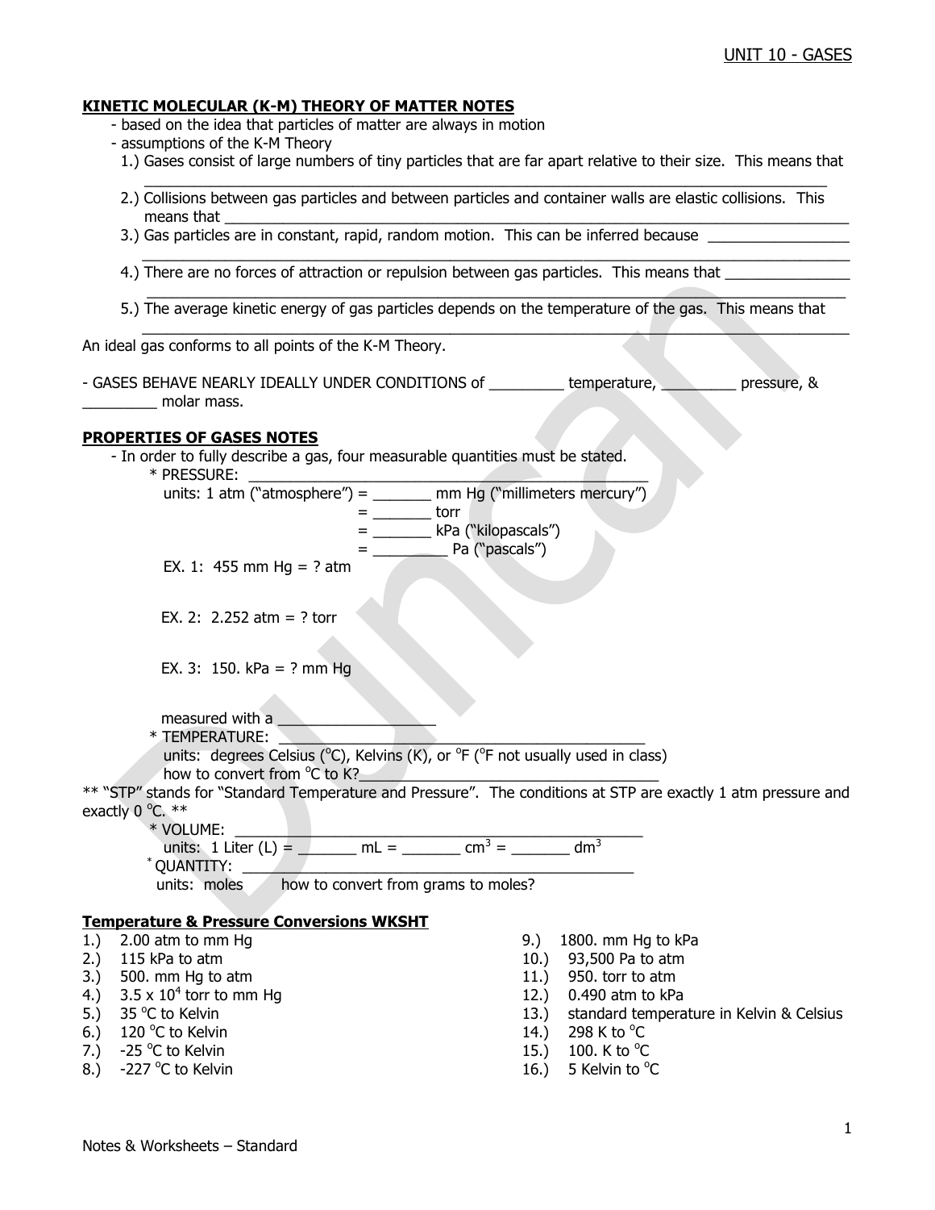UNIT 10 - GASES

## KINETIC MOLECULAR (K-M) THEORY OF MATTER NOTES

- based on the idea that particles of matter are always in motion
- assumptions of the K-M Theory
  1.) Gases consist of large numbers of tiny particles that are far apart relative to their size. This means that ________________________________________________________________________________
  2.) Collisions between gas particles and between particles and container walls are elastic collisions. This means that ________________________________________________________________________________
  3.) Gas particles are in constant, rapid, random motion. This can be inferred because _________________ ________________________________________________________________________________
  4.) There are no forces of attraction or repulsion between gas particles. This means that _______________ ________________________________________________________________________________
  5.) The average kinetic energy of gas particles depends on the temperature of the gas. This means that ________________________________________________________________________________

An ideal gas conforms to all points of the K-M Theory.

- GASES BEHAVE NEARLY IDEALLY UNDER CONDITIONS of _________ temperature, _________ pressure, & _________ molar mass.

## PROPERTIES OF GASES NOTES

- In order to fully describe a gas, four measurable quantities must be stated.
  - * PRESSURE: ____________________________________________
    - units: 1 atm ("atmosphere") = _______ mm Hg ("millimeters mercury")
      - = _______ torr
      - = _______ kPa ("kilopascals")
      - = _________ Pa ("pascals")
    - EX. 1: 455 mm Hg = ? atm
    - EX. 2: 2.252 atm = ? torr
    - EX. 3: 150. kPa = ? mm Hg
    - measured with a ___________________
  - * TEMPERATURE: ____________________________________________
    - units: degrees Celsius ($^oC$), Kelvins (K), or $^oF$ ($^oF$ not usually used in class)
    - how to convert from $^oC$ to K?____________________________________

** "STP" stands for "Standard Temperature and Pressure". The conditions at STP are exactly 1 atm pressure and exactly 0 $^oC$. **

  - * VOLUME: ____________________________________________
    - units: 1 Liter (L) = _______ mL = _______ $cm^3$ = _______ $dm^3$
  - * QUANTITY: ____________________________________________
    - units: moles how to convert from grams to moles?

## Temperature & Pressure Conversions WKSHT

1.) 2.00 atm to mm Hg
2.) 115 kPa to atm
3.) 500. mm Hg to atm
4.) $3.5 \times 10^4$ torr to mm Hg
5.) 35 $^oC$ to Kelvin
6.) 120 $^oC$ to Kelvin
7.) -25 $^oC$ to Kelvin
8.) -227 $^oC$ to Kelvin
9.) 1800. mm Hg to kPa
10.) 93,500 Pa to atm
11.) 950. torr to atm
12.) 0.490 atm to kPa
13.) standard temperature in Kelvin & Celsius
14.) 298 K to $^oC$
15.) 100. K to $^oC$
16.) 5 Kelvin to $^oC$

Notes & Worksheets – Standard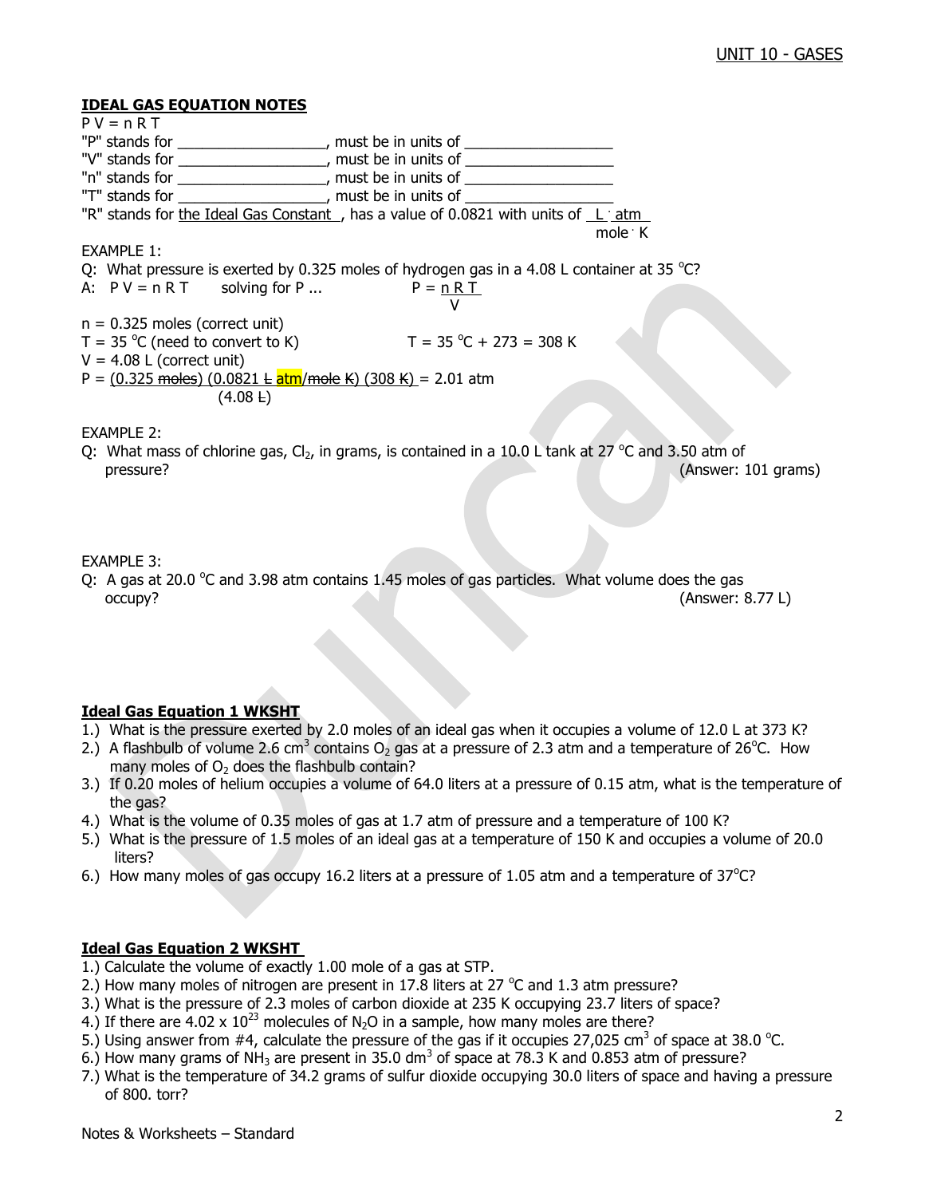## IDEAL GAS EQUATION NOTES

$P V = n R T$

"P" stands for ___________________, must be in units of ___________________

"V" stands for ___________________, must be in units of ___________________

"n" stands for ___________________, must be in units of ___________________

"T" stands for ___________________, must be in units of ___________________

"R" stands for the Ideal Gas Constant, has a value of 0.0821 with units of $\frac{L \cdot atm}{mole \cdot K}$

EXAMPLE 1:

Q: What pressure is exerted by 0.325 moles of hydrogen gas in a 4.08 L container at 35 °C?

A: $P V = n R T$ solving for P ... $P = \frac{n R T}{V}$

n = 0.325 moles (correct unit)

T = 35 °C (need to convert to K) T = 35 °C + 273 = 308 K

V = 4.08 L (correct unit)

$P = \frac{(0.325 \text{ moles})(0.0821 \text{ L atm/mole K})(308 \text{ K})}{(4.08 \text{ L})} = 2.01 \text{ atm}$

EXAMPLE 2:

Q: What mass of chlorine gas, $Cl_2$, in grams, is contained in a 10.0 L tank at 27 °C and 3.50 atm of pressure? (Answer: 101 grams)

EXAMPLE 3:

Q: A gas at 20.0 °C and 3.98 atm contains 1.45 moles of gas particles. What volume does the gas occupy? (Answer: 8.77 L)

## Ideal Gas Equation 1 WKSHT

1.) What is the pressure exerted by 2.0 moles of an ideal gas when it occupies a volume of 12.0 L at 373 K?

2.) A flashbulb of volume 2.6 $cm^3$ contains $O_2$ gas at a pressure of 2.3 atm and a temperature of 26°C. How many moles of $O_2$ does the flashbulb contain?

3.) If 0.20 moles of helium occupies a volume of 64.0 liters at a pressure of 0.15 atm, what is the temperature of the gas?

4.) What is the volume of 0.35 moles of gas at 1.7 atm of pressure and a temperature of 100 K?

5.) What is the pressure of 1.5 moles of an ideal gas at a temperature of 150 K and occupies a volume of 20.0 liters?

6.) How many moles of gas occupy 16.2 liters at a pressure of 1.05 atm and a temperature of 37°C?

## Ideal Gas Equation 2 WKSHT

1.) Calculate the volume of exactly 1.00 mole of a gas at STP.

2.) How many moles of nitrogen are present in 17.8 liters at 27 °C and 1.3 atm pressure?

3.) What is the pressure of 2.3 moles of carbon dioxide at 235 K occupying 23.7 liters of space?

4.) If there are $4.02 \times 10^{23}$ molecules of $N_2O$ in a sample, how many moles are there?

5.) Using answer from #4, calculate the pressure of the gas if it occupies 27,025 $cm^3$ of space at 38.0 °C.

6.) How many grams of $NH_3$ are present in 35.0 $dm^3$ of space at 78.3 K and 0.853 atm of pressure?

7.) What is the temperature of 34.2 grams of sulfur dioxide occupying 30.0 liters of space and having a pressure of 800. torr?

Notes & Worksheets – Standard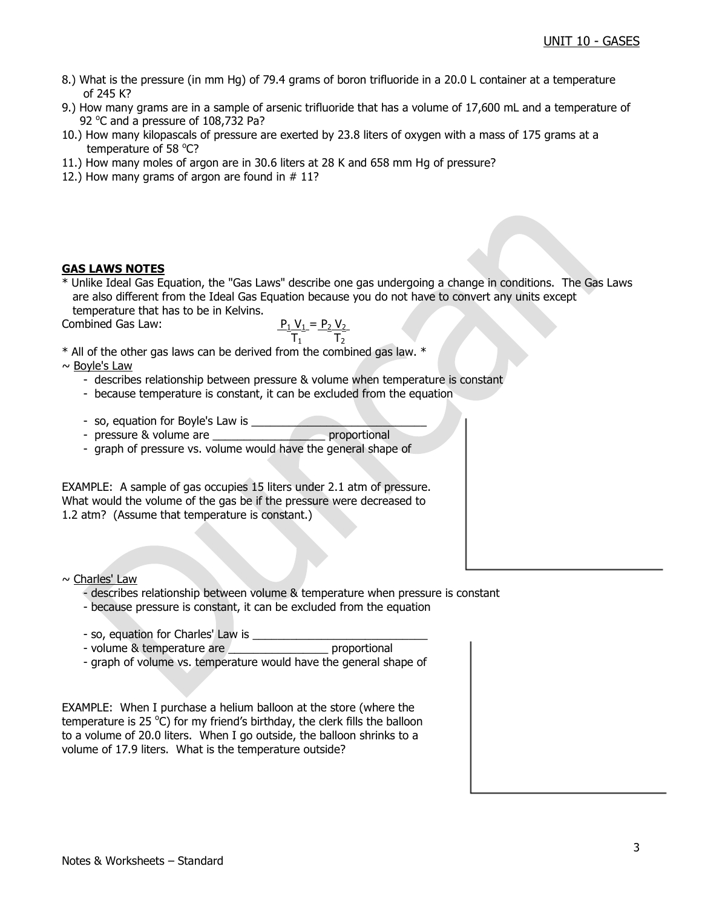8.) What is the pressure (in mm Hg) of 79.4 grams of boron trifluoride in a 20.0 L container at a temperature of 245 K?

9.) How many grams are in a sample of arsenic trifluoride that has a volume of 17,600 mL and a temperature of 92 $^{o}$C and a pressure of 108,732 Pa?

10.) How many kilopascals of pressure are exerted by 23.8 liters of oxygen with a mass of 175 grams at a temperature of 58 $^{o}$C?

11.) How many moles of argon are in 30.6 liters at 28 K and 658 mm Hg of pressure?

12.) How many grams of argon are found in # 11?

**GAS LAWS NOTES**

* Unlike Ideal Gas Equation, the "Gas Laws" describe one gas undergoing a change in conditions. The Gas Laws are also different from the Ideal Gas Equation because you do not have to convert any units except temperature that has to be in Kelvins.

Combined Gas Law: $$\frac{P_1 V_1}{T_1} = \frac{P_2 V_2}{T_2}$$

* All of the other gas laws can be derived from the combined gas law. *

~ Boyle's Law

- describes relationship between pressure & volume when temperature is constant
- because temperature is constant, it can be excluded from the equation
- so, equation for Boyle's Law is ____________________________
- pressure & volume are _________________ proportional
- graph of pressure vs. volume would have the general shape of

EXAMPLE: A sample of gas occupies 15 liters under 2.1 atm of pressure. What would the volume of the gas be if the pressure were decreased to 1.2 atm? (Assume that temperature is constant.)

~ Charles' Law

- describes relationship between volume & temperature when pressure is constant
- because pressure is constant, it can be excluded from the equation
- so, equation for Charles' Law is ____________________________
- volume & temperature are ________________ proportional
- graph of volume vs. temperature would have the general shape of

EXAMPLE: When I purchase a helium balloon at the store (where the temperature is 25 $^{o}$C) for my friend's birthday, the clerk fills the balloon to a volume of 20.0 liters. When I go outside, the balloon shrinks to a volume of 17.9 liters. What is the temperature outside?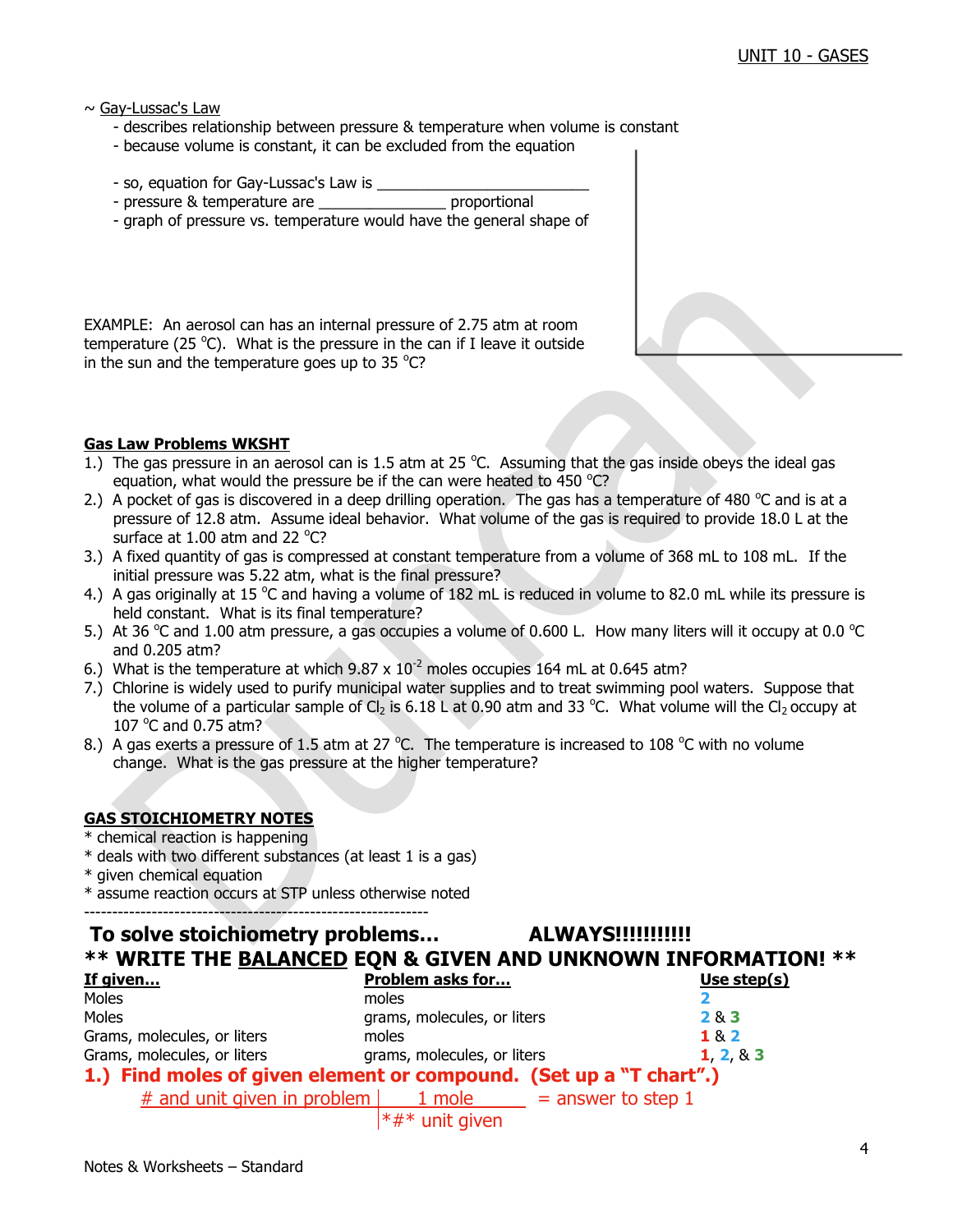~ Gay-Lussac's Law

- describes relationship between pressure & temperature when volume is constant
- because volume is constant, it can be excluded from the equation

- so, equation for Gay-Lussac's Law is ________________________
- pressure & temperature are ______________ proportional
- graph of pressure vs. temperature would have the general shape of

EXAMPLE: An aerosol can has an internal pressure of 2.75 atm at room temperature (25 °C). What is the pressure in the can if I leave it outside in the sun and the temperature goes up to 35 °C?

**Gas Law Problems WKSHT**

1.) The gas pressure in an aerosol can is 1.5 atm at 25 °C. Assuming that the gas inside obeys the ideal gas equation, what would the pressure be if the can were heated to 450 °C?
2.) A pocket of gas is discovered in a deep drilling operation. The gas has a temperature of 480 °C and is at a pressure of 12.8 atm. Assume ideal behavior. What volume of the gas is required to provide 18.0 L at the surface at 1.00 atm and 22 °C?
3.) A fixed quantity of gas is compressed at constant temperature from a volume of 368 mL to 108 mL. If the initial pressure was 5.22 atm, what is the final pressure?
4.) A gas originally at 15 °C and having a volume of 182 mL is reduced in volume to 82.0 mL while its pressure is held constant. What is its final temperature?
5.) At 36 °C and 1.00 atm pressure, a gas occupies a volume of 0.600 L. How many liters will it occupy at 0.0 °C and 0.205 atm?
6.) What is the temperature at which $9.87 \times 10^{-2}$ moles occupies 164 mL at 0.645 atm?
7.) Chlorine is widely used to purify municipal water supplies and to treat swimming pool waters. Suppose that the volume of a particular sample of $Cl_2$ is 6.18 L at 0.90 atm and 33 °C. What volume will the $Cl_2$ occupy at 107 °C and 0.75 atm?
8.) A gas exerts a pressure of 1.5 atm at 27 °C. The temperature is increased to 108 °C with no volume change. What is the gas pressure at the higher temperature?

**GAS STOICHIOMETRY NOTES**

* chemical reaction is happening
* deals with two different substances (at least 1 is a gas)
* given chemical equation
* assume reaction occurs at STP unless otherwise noted

---

**To solve stoichiometry problems... ALWAYS!!!!!!!!!!!**

**\*\* WRITE THE BALANCED EQN & GIVEN AND UNKNOWN INFORMATION! \*\***

| If given... | Problem asks for... | Use step(s) |
| --- | --- | --- |
| Moles | moles | 2 |
| Moles | grams, molecules, or liters | 2 & 3 |
| Grams, molecules, or liters | moles | 1 & 2 |
| Grams, molecules, or liters | grams, molecules, or liters | 1, 2, & 3 |

**1.) Find moles of given element or compound. (Set up a "T chart".)**

$$\frac{\text{\# and unit given in problem} \;|\; \text{1 mole}}{\;|\; \text{*\#\* unit given}} = \text{answer to step 1}$$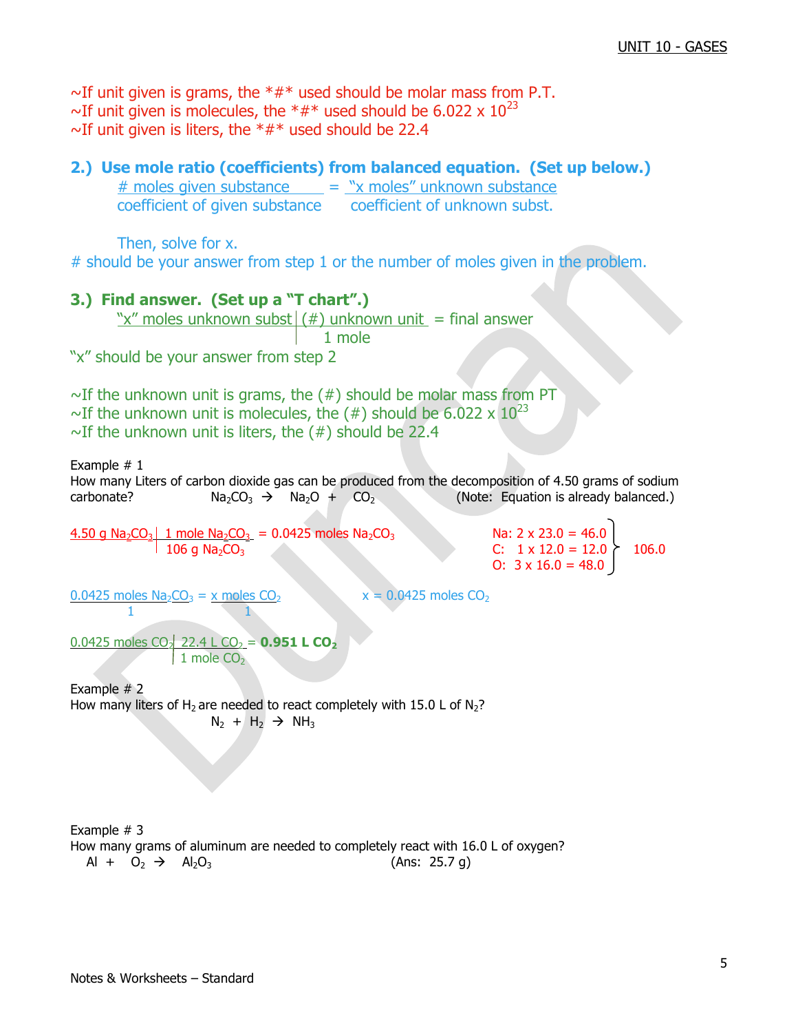~If unit given is grams, the *#* used should be molar mass from P.T.
~If unit given is molecules, the *#* used should be $6.022 \times 10^{23}$
~If unit given is liters, the *#* used should be 22.4

### 2.) Use mole ratio (coefficients) from balanced equation. (Set up below.)

$$\frac{\text{\# moles given substance}}{\text{coefficient of given substance}} = \frac{\text{“x moles” unknown substance}}{\text{coefficient of unknown subst.}}$$

Then, solve for x.
# should be your answer from step 1 or the number of moles given in the problem.

### 3.) Find answer. (Set up a "T chart".)

$$\frac{\text{“x” moles unknown subst}}{} \Big| \frac{\text{(\#) unknown unit}}{\text{1 mole}} = \text{final answer}$$

"x" should be your answer from step 2

~If the unknown unit is grams, the (#) should be molar mass from PT
~If the unknown unit is molecules, the (#) should be $6.022 \times 10^{23}$
~If the unknown unit is liters, the (#) should be 22.4

Example # 1
How many Liters of carbon dioxide gas can be produced from the decomposition of 4.50 grams of sodium carbonate? $Na_2CO_3 \rightarrow Na_2O + CO_2$ (Note: Equation is already balanced.)

$$\frac{4.50 \text{ g } Na_2CO_3}{} \Big| \frac{1 \text{ mole } Na_2CO_3}{106 \text{ g } Na_2CO_3} = 0.0425 \text{ moles } Na_2CO_3$$

Na: 2 x 23.0 = 46.0
C: 1 x 12.0 = 12.0
O: 3 x 16.0 = 48.0
Total: 106.0

$$\frac{0.0425 \text{ moles } Na_2CO_3}{1} = \frac{x \text{ moles } CO_2}{1} \qquad x = 0.0425 \text{ moles } CO_2$$

$$\frac{0.0425 \text{ moles } CO_2}{} \Big| \frac{22.4 \text{ L } CO_2}{1 \text{ mole } CO_2} = \mathbf{0.951 \text{ L } CO_2}$$

Example # 2
How many liters of $H_2$ are needed to react completely with 15.0 L of $N_2$?
$N_2 + H_2 \rightarrow NH_3$

Example # 3
How many grams of aluminum are needed to completely react with 16.0 L of oxygen?
$Al + O_2 \rightarrow Al_2O_3$ (Ans: 25.7 g)

Notes & Worksheets – Standard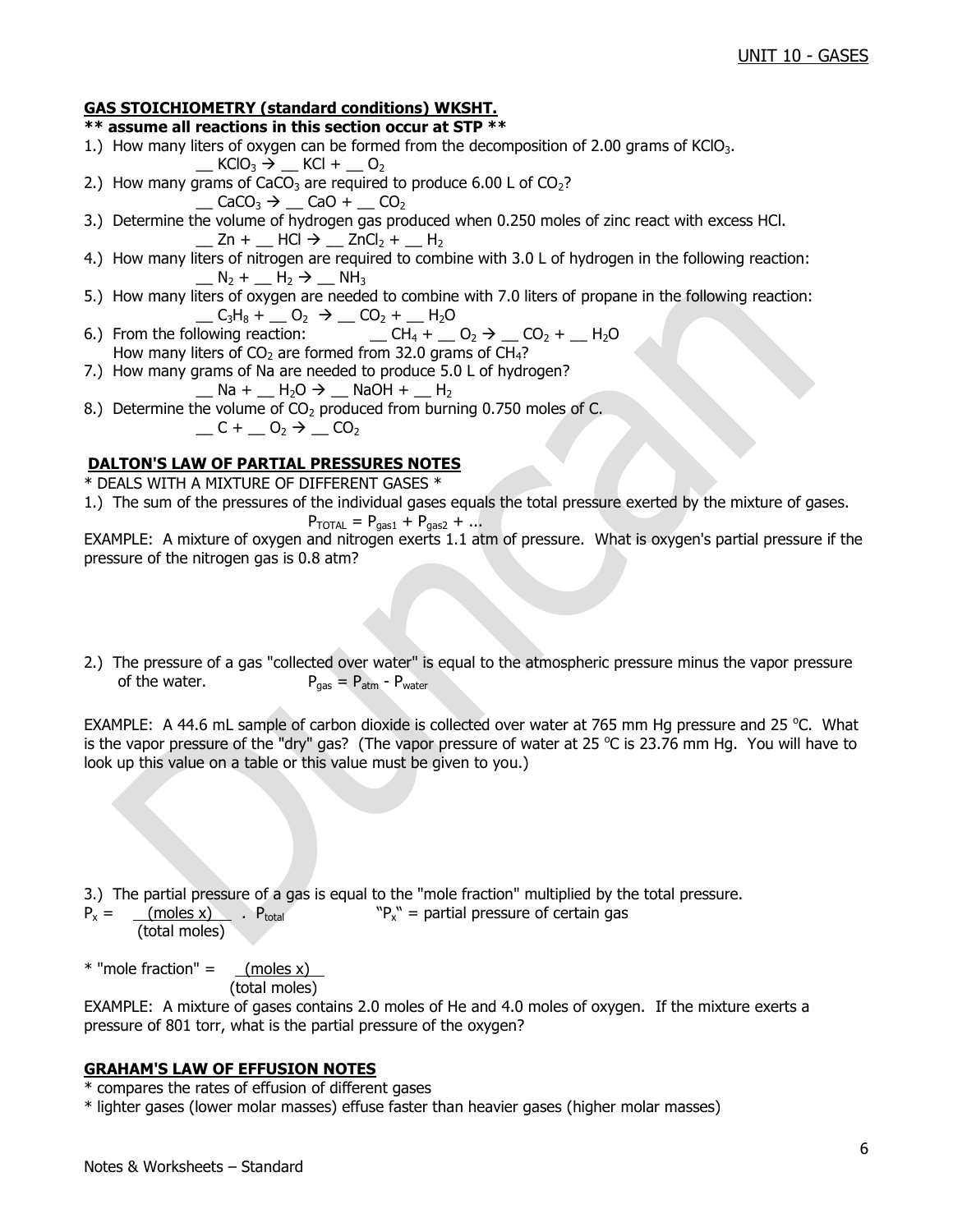## GAS STOICHIOMETRY (standard conditions) WKSHT.

**\*\* assume all reactions in this section occur at STP \*\***

1.) How many liters of oxygen can be formed from the decomposition of 2.00 grams of $KClO_3$.

   __ $KClO_3 \rightarrow$ __ $KCl$ + __ $O_2$

2.) How many grams of $CaCO_3$ are required to produce 6.00 L of $CO_2$?

   __ $CaCO_3 \rightarrow$ __ $CaO$ + __ $CO_2$

3.) Determine the volume of hydrogen gas produced when 0.250 moles of zinc react with excess HCl.

   __ $Zn$ + __ $HCl \rightarrow$ __ $ZnCl_2$ + __ $H_2$

4.) How many liters of nitrogen are required to combine with 3.0 L of hydrogen in the following reaction:

   __ $N_2$ + __ $H_2 \rightarrow$ __ $NH_3$

5.) How many liters of oxygen are needed to combine with 7.0 liters of propane in the following reaction:

   __ $C_3H_8$ + __ $O_2 \rightarrow$ __ $CO_2$ + __ $H_2O$

6.) From the following reaction: __ $CH_4$ + __ $O_2 \rightarrow$ __ $CO_2$ + __ $H_2O$

   How many liters of $CO_2$ are formed from 32.0 grams of $CH_4$?

7.) How many grams of Na are needed to produce 5.0 L of hydrogen?

   __ $Na$ + __ $H_2O \rightarrow$ __ $NaOH$ + __ $H_2$

8.) Determine the volume of $CO_2$ produced from burning 0.750 moles of C.

   __ $C$ + __ $O_2 \rightarrow$ __ $CO_2$

## DALTON'S LAW OF PARTIAL PRESSURES NOTES

* DEALS WITH A MIXTURE OF DIFFERENT GASES *

1.) The sum of the pressures of the individual gases equals the total pressure exerted by the mixture of gases.

$$P_{TOTAL} = P_{gas1} + P_{gas2} + \ldots$$

EXAMPLE: A mixture of oxygen and nitrogen exerts 1.1 atm of pressure. What is oxygen's partial pressure if the pressure of the nitrogen gas is 0.8 atm?

2.) The pressure of a gas "collected over water" is equal to the atmospheric pressure minus the vapor pressure of the water. $P_{gas} = P_{atm} - P_{water}$

EXAMPLE: A 44.6 mL sample of carbon dioxide is collected over water at 765 mm Hg pressure and 25 °C. What is the vapor pressure of the "dry" gas? (The vapor pressure of water at 25 °C is 23.76 mm Hg. You will have to look up this value on a table or this value must be given to you.)

3.) The partial pressure of a gas is equal to the "mole fraction" multiplied by the total pressure.

$$P_x = \frac{\text{(moles x)}}{\text{(total moles)}} \cdot P_{total}$$

"$P_x$" = partial pressure of certain gas

* "mole fraction" = $\dfrac{\text{(moles x)}}{\text{(total moles)}}$

EXAMPLE: A mixture of gases contains 2.0 moles of He and 4.0 moles of oxygen. If the mixture exerts a pressure of 801 torr, what is the partial pressure of the oxygen?

## GRAHAM'S LAW OF EFFUSION NOTES

* compares the rates of effusion of different gases
* lighter gases (lower molar masses) effuse faster than heavier gases (higher molar masses)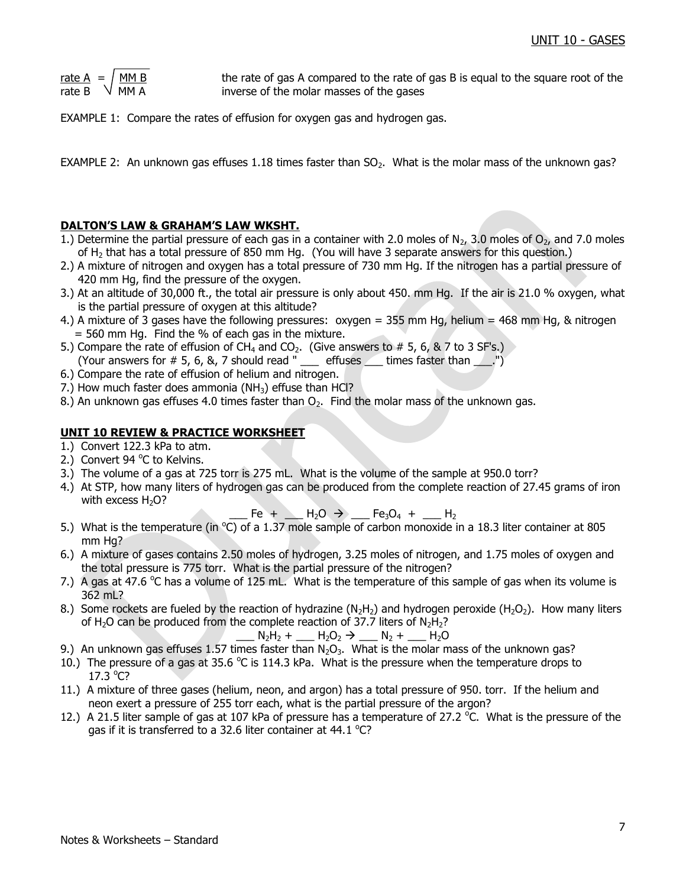$$\frac{\text{rate A}}{\text{rate B}} = \sqrt{\frac{\text{MM B}}{\text{MM A}}}$$

the rate of gas A compared to the rate of gas B is equal to the square root of the inverse of the molar masses of the gases

EXAMPLE 1: Compare the rates of effusion for oxygen gas and hydrogen gas.

EXAMPLE 2: An unknown gas effuses 1.18 times faster than $SO_2$. What is the molar mass of the unknown gas?

## DALTON'S LAW & GRAHAM'S LAW WKSHT.

1.) Determine the partial pressure of each gas in a container with 2.0 moles of $N_2$, 3.0 moles of $O_2$, and 7.0 moles of $H_2$ that has a total pressure of 850 mm Hg. (You will have 3 separate answers for this question.)
2.) A mixture of nitrogen and oxygen has a total pressure of 730 mm Hg. If the nitrogen has a partial pressure of 420 mm Hg, find the pressure of the oxygen.
3.) At an altitude of 30,000 ft., the total air pressure is only about 450. mm Hg. If the air is 21.0 % oxygen, what is the partial pressure of oxygen at this altitude?
4.) A mixture of 3 gases have the following pressures: oxygen = 355 mm Hg, helium = 468 mm Hg, & nitrogen = 560 mm Hg. Find the % of each gas in the mixture.
5.) Compare the rate of effusion of $CH_4$ and $CO_2$. (Give answers to # 5, 6, & 7 to 3 SF's.) (Your answers for # 5, 6, &, 7 should read " ___ effuses ___ times faster than ___.")
6.) Compare the rate of effusion of helium and nitrogen.
7.) How much faster does ammonia ($NH_3$) effuse than HCl?
8.) An unknown gas effuses 4.0 times faster than $O_2$. Find the molar mass of the unknown gas.

## UNIT 10 REVIEW & PRACTICE WORKSHEET

1.) Convert 122.3 kPa to atm.
2.) Convert 94 °C to Kelvins.
3.) The volume of a gas at 725 torr is 275 mL. What is the volume of the sample at 950.0 torr?
4.) At STP, how many liters of hydrogen gas can be produced from the complete reaction of 27.45 grams of iron with excess $H_2O$?

   ___ Fe + ___ $H_2O$ → ___ $Fe_3O_4$ + ___ $H_2$

5.) What is the temperature (in °C) of a 1.37 mole sample of carbon monoxide in a 18.3 liter container at 805 mm Hg?
6.) A mixture of gases contains 2.50 moles of hydrogen, 3.25 moles of nitrogen, and 1.75 moles of oxygen and the total pressure is 775 torr. What is the partial pressure of the nitrogen?
7.) A gas at 47.6 °C has a volume of 125 mL. What is the temperature of this sample of gas when its volume is 362 mL?
8.) Some rockets are fueled by the reaction of hydrazine ($N_2H_2$) and hydrogen peroxide ($H_2O_2$). How many liters of $H_2O$ can be produced from the complete reaction of 37.7 liters of $N_2H_2$?

   ___ $N_2H_2$ + ___ $H_2O_2$ → ___ $N_2$ + ___ $H_2O$

9.) An unknown gas effuses 1.57 times faster than $N_2O_3$. What is the molar mass of the unknown gas?
10.) The pressure of a gas at 35.6 °C is 114.3 kPa. What is the pressure when the temperature drops to 17.3 °C?
11.) A mixture of three gases (helium, neon, and argon) has a total pressure of 950. torr. If the helium and neon exert a pressure of 255 torr each, what is the partial pressure of the argon?
12.) A 21.5 liter sample of gas at 107 kPa of pressure has a temperature of 27.2 °C. What is the pressure of the gas if it is transferred to a 32.6 liter container at 44.1 °C?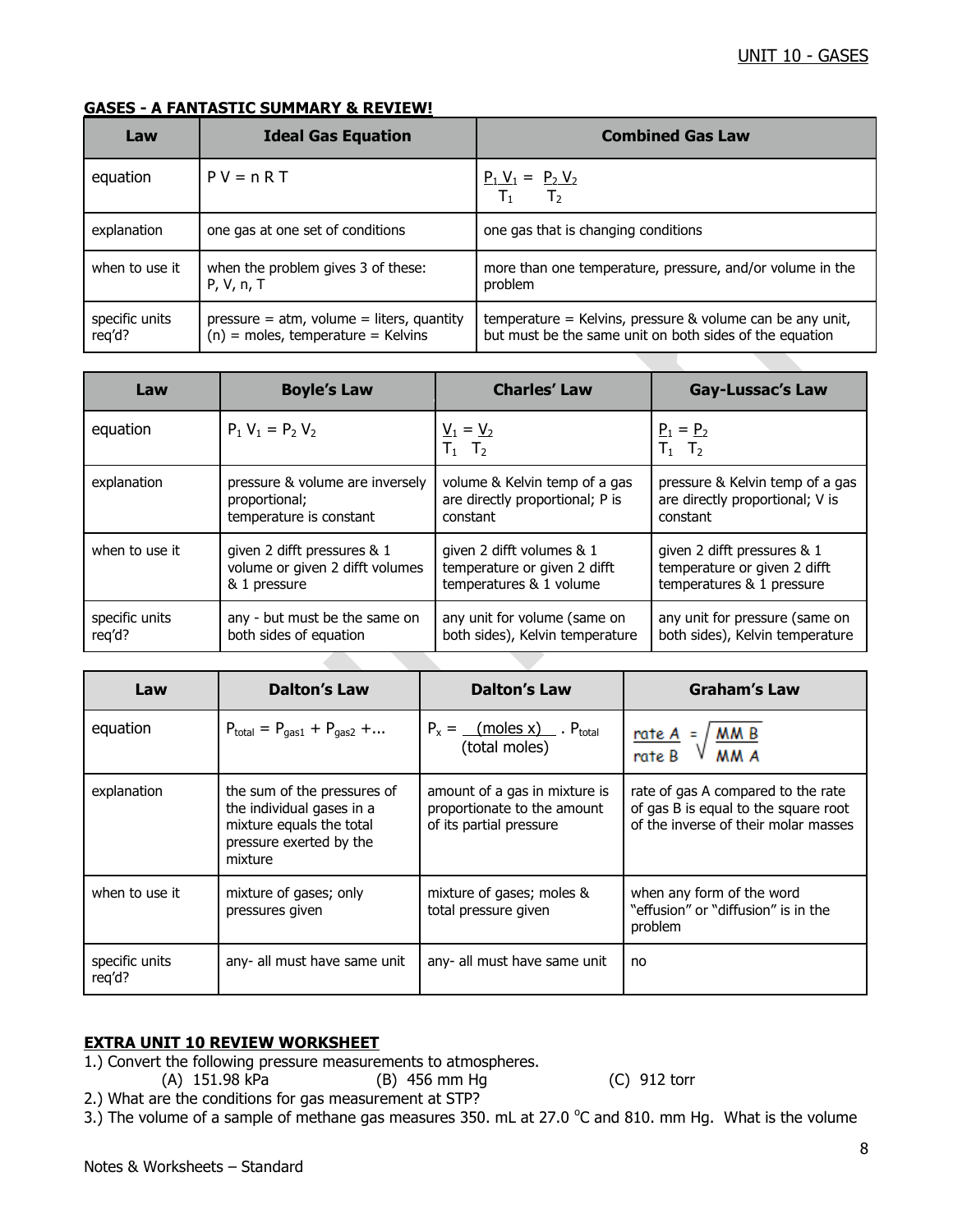## GASES - A FANTASTIC SUMMARY & REVIEW!

| Law | Ideal Gas Equation | Combined Gas Law |
|---|---|---|
| equation | $P V = n R T$ | $\frac{P_1 V_1}{T_1} = \frac{P_2 V_2}{T_2}$ |
| explanation | one gas at one set of conditions | one gas that is changing conditions |
| when to use it | when the problem gives 3 of these: P, V, n, T | more than one temperature, pressure, and/or volume in the problem |
| specific units req'd? | pressure = atm, volume = liters, quantity (n) = moles, temperature = Kelvins | temperature = Kelvins, pressure & volume can be any unit, but must be the same unit on both sides of the equation |

| Law | Boyle's Law | Charles' Law | Gay-Lussac's Law |
|---|---|---|---|
| equation | $P_1 V_1 = P_2 V_2$ | $\frac{V_1}{T_1} = \frac{V_2}{T_2}$ | $\frac{P_1}{T_1} = \frac{P_2}{T_2}$ |
| explanation | pressure & volume are inversely proportional; temperature is constant | volume & Kelvin temp of a gas are directly proportional; P is constant | pressure & Kelvin temp of a gas are directly proportional; V is constant |
| when to use it | given 2 difft pressures & 1 volume or given 2 difft volumes & 1 pressure | given 2 difft volumes & 1 temperature or given 2 difft temperatures & 1 volume | given 2 difft pressures & 1 temperature or given 2 difft temperatures & 1 pressure |
| specific units req'd? | any - but must be the same on both sides of equation | any unit for volume (same on both sides), Kelvin temperature | any unit for pressure (same on both sides), Kelvin temperature |

| Law | Dalton's Law | Dalton's Law | Graham's Law |
|---|---|---|---|
| equation | $P_{total} = P_{gas1} + P_{gas2} + ...$ | $P_x = \frac{\text{(moles x)}}{\text{(total moles)}} \cdot P_{total}$ | $\frac{\text{rate A}}{\text{rate B}} = \sqrt{\frac{\text{MM B}}{\text{MM A}}}$ |
| explanation | the sum of the pressures of the individual gases in a mixture equals the total pressure exerted by the mixture | amount of a gas in mixture is proportionate to the amount of its partial pressure | rate of gas A compared to the rate of gas B is equal to the square root of the inverse of their molar masses |
| when to use it | mixture of gases; only pressures given | mixture of gases; moles & total pressure given | when any form of the word "effusion" or "diffusion" is in the problem |
| specific units req'd? | any- all must have same unit | any- all must have same unit | no |

## EXTRA UNIT 10 REVIEW WORKSHEET

1.) Convert the following pressure measurements to atmospheres.

(A) 151.98 kPa (B) 456 mm Hg (C) 912 torr

2.) What are the conditions for gas measurement at STP?

3.) The volume of a sample of methane gas measures 350. mL at 27.0 °C and 810. mm Hg. What is the volume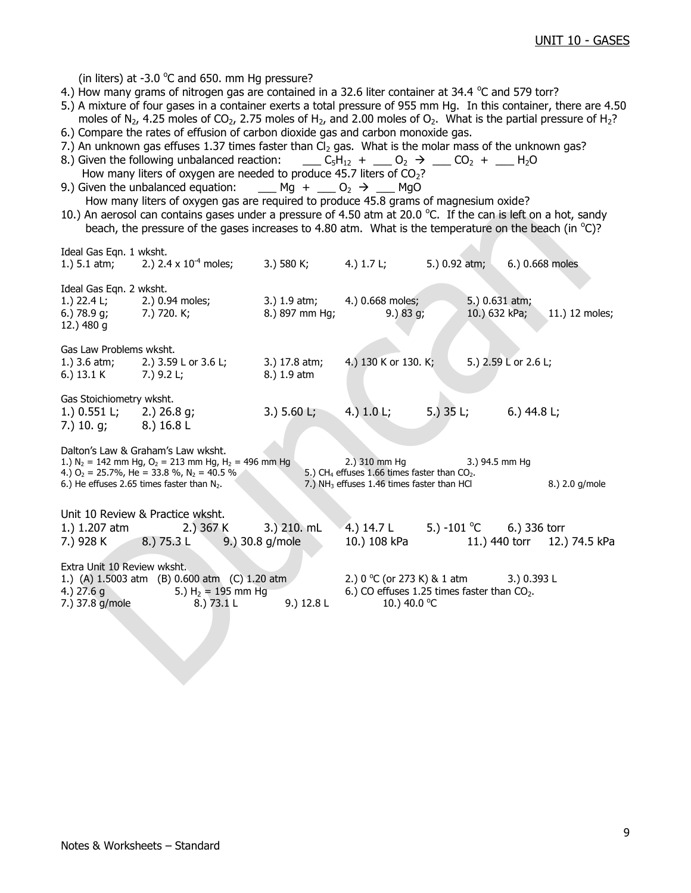(in liters) at -3.0 °C and 650. mm Hg pressure?

4.) How many grams of nitrogen gas are contained in a 32.6 liter container at 34.4 °C and 579 torr?

5.) A mixture of four gases in a container exerts a total pressure of 955 mm Hg. In this container, there are 4.50 moles of $N_2$, 4.25 moles of $CO_2$, 2.75 moles of $H_2$, and 2.00 moles of $O_2$. What is the partial pressure of $H_2$?

6.) Compare the rates of effusion of carbon dioxide gas and carbon monoxide gas.

7.) An unknown gas effuses 1.37 times faster than $Cl_2$ gas. What is the molar mass of the unknown gas?

8.) Given the following unbalanced reaction: ___ $C_5H_{12}$ + ___ $O_2$ → ___ $CO_2$ + ___ $H_2O$
How many liters of oxygen are needed to produce 45.7 liters of $CO_2$?

9.) Given the unbalanced equation: ___ Mg + ___ $O_2$ → ___ MgO
How many liters of oxygen gas are required to produce 45.8 grams of magnesium oxide?

10.) An aerosol can contains gases under a pressure of 4.50 atm at 20.0 °C. If the can is left on a hot, sandy beach, the pressure of the gases increases to 4.80 atm. What is the temperature on the beach (in °C)?

Ideal Gas Eqn. 1 wksht.
1.) 5.1 atm; 2.) $2.4 \times 10^{-4}$ moles; 3.) 580 K; 4.) 1.7 L; 5.) 0.92 atm; 6.) 0.668 moles

Ideal Gas Eqn. 2 wksht.
1.) 22.4 L; 2.) 0.94 moles; 3.) 1.9 atm; 4.) 0.668 moles; 5.) 0.631 atm;
6.) 78.9 g; 7.) 720. K; 8.) 897 mm Hg; 9.) 83 g; 10.) 632 kPa; 11.) 12 moles;
12.) 480 g

Gas Law Problems wksht.
1.) 3.6 atm; 2.) 3.59 L or 3.6 L; 3.) 17.8 atm; 4.) 130 K or 130. K; 5.) 2.59 L or 2.6 L;
6.) 13.1 K 7.) 9.2 L; 8.) 1.9 atm

Gas Stoichiometry wksht.
1.) 0.551 L; 2.) 26.8 g; 3.) 5.60 L; 4.) 1.0 L; 5.) 35 L; 6.) 44.8 L;
7.) 10. g; 8.) 16.8 L

Dalton's Law & Graham's Law wksht.
1.) $N_2$ = 142 mm Hg, $O_2$ = 213 mm Hg, $H_2$ = 496 mm Hg 2.) 310 mm Hg 3.) 94.5 mm Hg
4.) $O_2$ = 25.7%, He = 33.8 %, $N_2$ = 40.5 % 5.) $CH_4$ effuses 1.66 times faster than $CO_2$.
6.) He effuses 2.65 times faster than $N_2$. 7.) $NH_3$ effuses 1.46 times faster than HCl 8.) 2.0 g/mole

Unit 10 Review & Practice wksht.
1.) 1.207 atm 2.) 367 K 3.) 210. mL 4.) 14.7 L 5.) -101 °C 6.) 336 torr
7.) 928 K 8.) 75.3 L 9.) 30.8 g/mole 10.) 108 kPa 11.) 440 torr 12.) 74.5 kPa

Extra Unit 10 Review wksht.
1.) (A) 1.5003 atm (B) 0.600 atm (C) 1.20 atm 2.) 0 °C (or 273 K) & 1 atm 3.) 0.393 L
4.) 27.6 g 5.) $H_2$ = 195 mm Hg 6.) CO effuses 1.25 times faster than $CO_2$.
7.) 37.8 g/mole 8.) 73.1 L 9.) 12.8 L 10.) 40.0 °C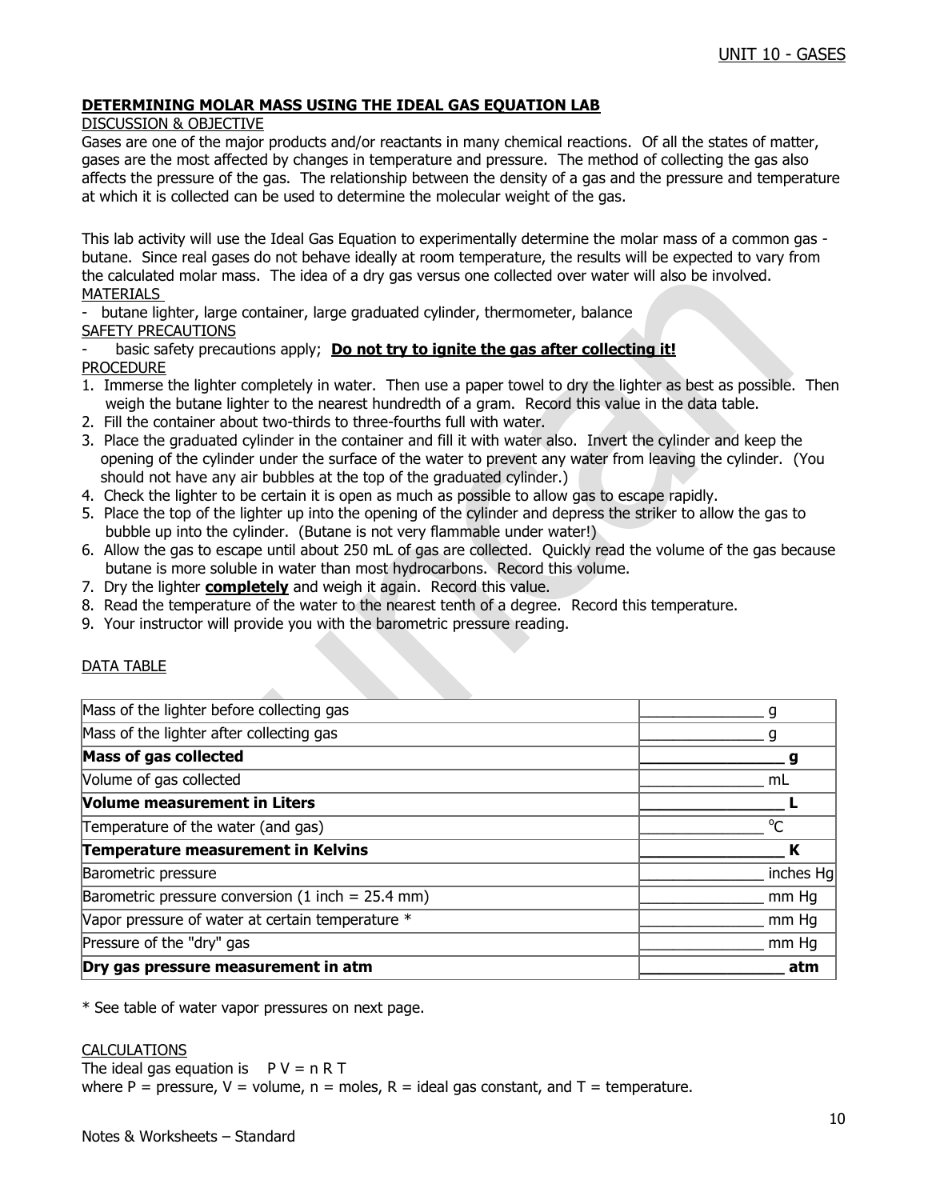## DETERMINING MOLAR MASS USING THE IDEAL GAS EQUATION LAB

DISCUSSION & OBJECTIVE

Gases are one of the major products and/or reactants in many chemical reactions. Of all the states of matter, gases are the most affected by changes in temperature and pressure. The method of collecting the gas also affects the pressure of the gas. The relationship between the density of a gas and the pressure and temperature at which it is collected can be used to determine the molecular weight of the gas.

This lab activity will use the Ideal Gas Equation to experimentally determine the molar mass of a common gas - butane. Since real gases do not behave ideally at room temperature, the results will be expected to vary from the calculated molar mass. The idea of a dry gas versus one collected over water will also be involved.

MATERIALS

- butane lighter, large container, large graduated cylinder, thermometer, balance

SAFETY PRECAUTIONS

- basic safety precautions apply; **Do not try to ignite the gas after collecting it!**

PROCEDURE

1. Immerse the lighter completely in water. Then use a paper towel to dry the lighter as best as possible. Then weigh the butane lighter to the nearest hundredth of a gram. Record this value in the data table.
2. Fill the container about two-thirds to three-fourths full with water.
3. Place the graduated cylinder in the container and fill it with water also. Invert the cylinder and keep the opening of the cylinder under the surface of the water to prevent any water from leaving the cylinder. (You should not have any air bubbles at the top of the graduated cylinder.)
4. Check the lighter to be certain it is open as much as possible to allow gas to escape rapidly.
5. Place the top of the lighter up into the opening of the cylinder and depress the striker to allow the gas to bubble up into the cylinder. (Butane is not very flammable under water!)
6. Allow the gas to escape until about 250 mL of gas are collected. Quickly read the volume of the gas because butane is more soluble in water than most hydrocarbons. Record this volume.
7. Dry the lighter **completely** and weigh it again. Record this value.
8. Read the temperature of the water to the nearest tenth of a degree. Record this temperature.
9. Your instructor will provide you with the barometric pressure reading.

DATA TABLE

| | |
|---|---|
| Mass of the lighter before collecting gas | _______________ g |
| Mass of the lighter after collecting gas | _______________ g |
| **Mass of gas collected** | **_______________ g** |
| Volume of gas collected | _______________ mL |
| **Volume measurement in Liters** | **_______________ L** |
| Temperature of the water (and gas) | _______________ °C |
| **Temperature measurement in Kelvins** | **_______________ K** |
| Barometric pressure | _______________ inches Hg |
| Barometric pressure conversion (1 inch = 25.4 mm) | _______________ mm Hg |
| Vapor pressure of water at certain temperature * | _______________ mm Hg |
| Pressure of the "dry" gas | _______________ mm Hg |
| **Dry gas pressure measurement in atm** | **_______________ atm** |

\* See table of water vapor pressures on next page.

CALCULATIONS

The ideal gas equation is $PV = nRT$

where P = pressure, V = volume, n = moles, R = ideal gas constant, and T = temperature.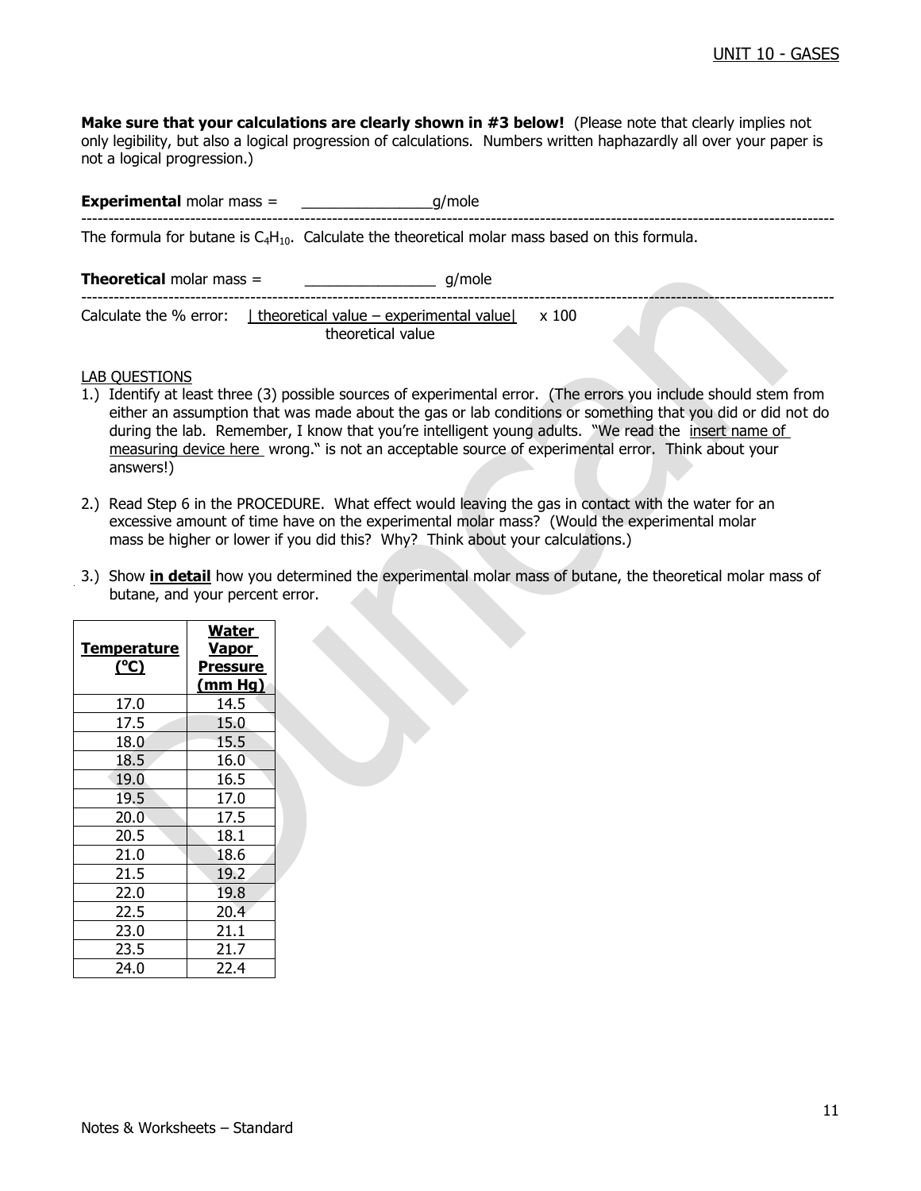**Make sure that your calculations are clearly shown in #3 below!** (Please note that clearly implies not only legibility, but also a logical progression of calculations. Numbers written haphazardly all over your paper is not a logical progression.)

**Experimental** molar mass = ________________g/mole

---

The formula for butane is $C_4H_{10}$. Calculate the theoretical molar mass based on this formula.

**Theoretical** molar mass = ________________ g/mole

---

Calculate the % error: $\frac{|\text{theoretical value} - \text{experimental value}|}{\text{theoretical value}} \times 100$

LAB QUESTIONS

1.) Identify at least three (3) possible sources of experimental error. (The errors you include should stem from either an assumption that was made about the gas or lab conditions or something that you did or did not do during the lab. Remember, I know that you're intelligent young adults. "We read the insert name of measuring device here wrong." is not an acceptable source of experimental error. Think about your answers!)

2.) Read Step 6 in the PROCEDURE. What effect would leaving the gas in contact with the water for an excessive amount of time have on the experimental molar mass? (Would the experimental molar mass be higher or lower if you did this? Why? Think about your calculations.)

3.) Show **in detail** how you determined the experimental molar mass of butane, the theoretical molar mass of butane, and your percent error.

| **Temperature (°C)** | **Water Vapor Pressure (mm Hg)** |
|---|---|
| 17.0 | 14.5 |
| 17.5 | 15.0 |
| 18.0 | 15.5 |
| 18.5 | 16.0 |
| 19.0 | 16.5 |
| 19.5 | 17.0 |
| 20.0 | 17.5 |
| 20.5 | 18.1 |
| 21.0 | 18.6 |
| 21.5 | 19.2 |
| 22.0 | 19.8 |
| 22.5 | 20.4 |
| 23.0 | 21.1 |
| 23.5 | 21.7 |
| 24.0 | 22.4 |